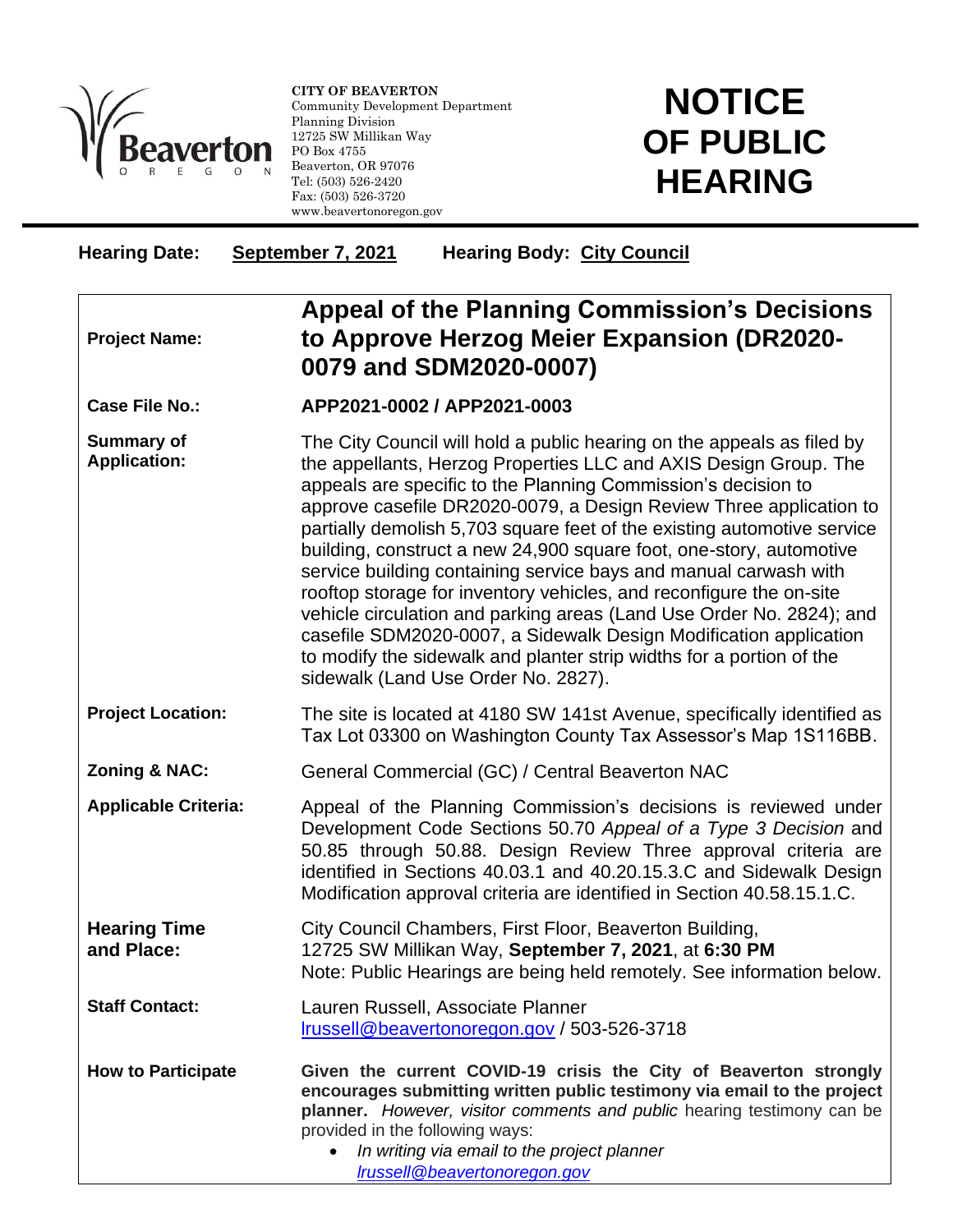**CITY OF BEAVERTON**
Community Development Department
Planning Division
12725 SW Millikan Way
PO Box 4755
Beaverton, OR 97076
Tel: (503) 526-2420
Fax: (503) 526-3720
www.beavertonoregon.gov

# NOTICE OF PUBLIC HEARING

**Hearing Date:** **September 7, 2021** **Hearing Body:** **City Council**

| | |
|---|---|
| **Project Name:** | **Appeal of the Planning Commission's Decisions to Approve Herzog Meier Expansion (DR2020-0079 and SDM2020-0007)** |
| **Case File No.:** | **APP2021-0002 / APP2021-0003** |
| **Summary of Application:** | The City Council will hold a public hearing on the appeals as filed by the appellants, Herzog Properties LLC and AXIS Design Group. The appeals are specific to the Planning Commission's decision to approve casefile DR2020-0079, a Design Review Three application to partially demolish 5,703 square feet of the existing automotive service building, construct a new 24,900 square foot, one-story, automotive service building containing service bays and manual carwash with rooftop storage for inventory vehicles, and reconfigure the on-site vehicle circulation and parking areas (Land Use Order No. 2824); and casefile SDM2020-0007, a Sidewalk Design Modification application to modify the sidewalk and planter strip widths for a portion of the sidewalk (Land Use Order No. 2827). |
| **Project Location:** | The site is located at 4180 SW 141st Avenue, specifically identified as Tax Lot 03300 on Washington County Tax Assessor's Map 1S116BB. |
| **Zoning & NAC:** | General Commercial (GC) / Central Beaverton NAC |
| **Applicable Criteria:** | Appeal of the Planning Commission's decisions is reviewed under Development Code Sections 50.70 *Appeal of a Type 3 Decision* and 50.85 through 50.88. Design Review Three approval criteria are identified in Sections 40.03.1 and 40.20.15.3.C and Sidewalk Design Modification approval criteria are identified in Section 40.58.15.1.C. |
| **Hearing Time and Place:** | City Council Chambers, First Floor, Beaverton Building, 12725 SW Millikan Way, **September 7, 2021**, at **6:30 PM**<br>Note: Public Hearings are being held remotely. See information below. |
| **Staff Contact:** | Lauren Russell, Associate Planner<br>lrussell@beavertonoregon.gov / 503-526-3718 |
| **How to Participate** | **Given the current COVID-19 crisis the City of Beaverton strongly encourages submitting written public testimony via email to the project planner.** *However, visitor comments and public* hearing testimony can be provided in the following ways:<br>• *In writing via email to the project planner lrussell@beavertonoregon.gov* |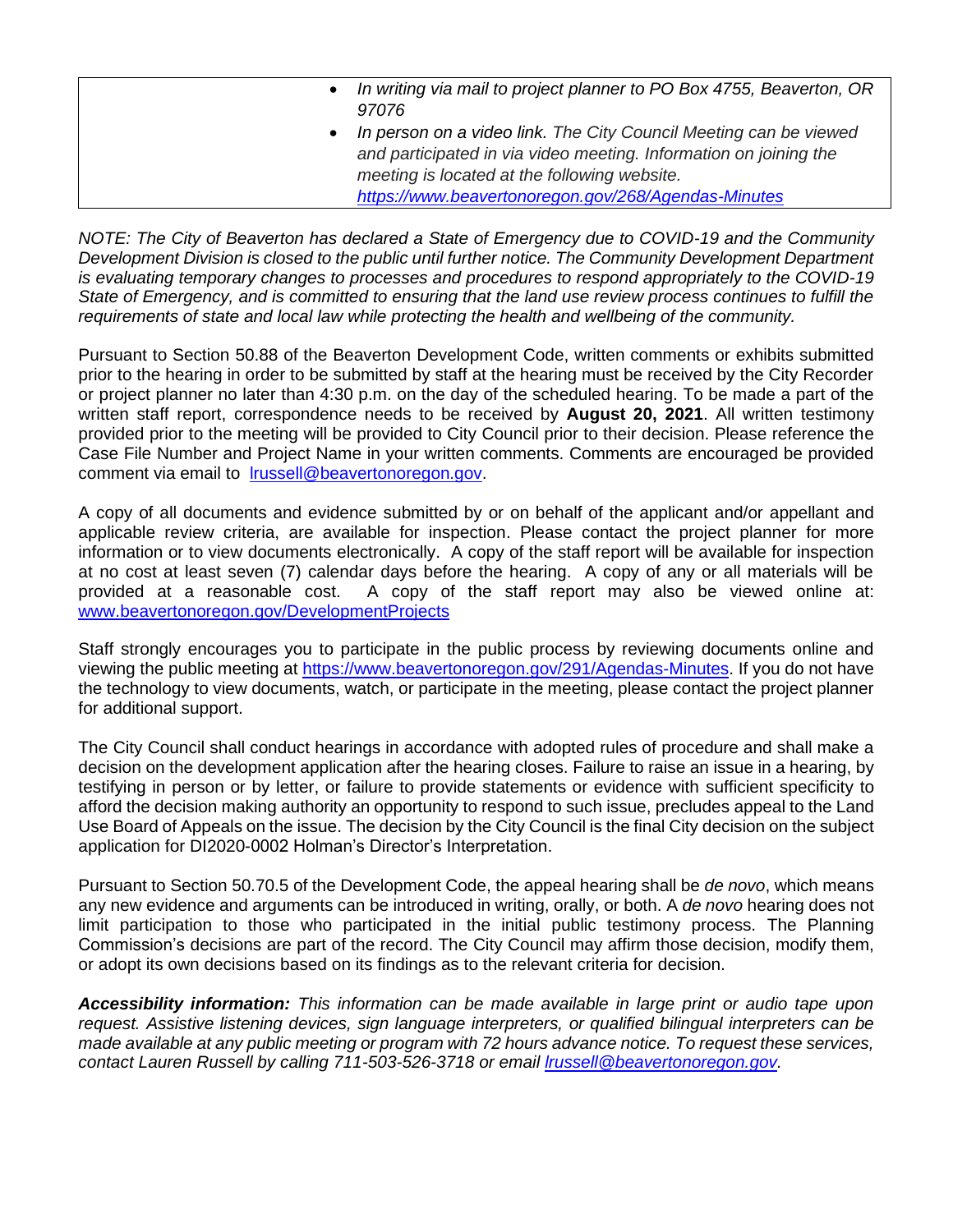| | |
|---|---|
| | • *In writing via mail to project planner to PO Box 4755, Beaverton, OR 97076*<br>• *In person on a video link. The City Council Meeting can be viewed and participated in via video meeting. Information on joining the meeting is located at the following website. https://www.beavertonoregon.gov/268/Agendas-Minutes* |

*NOTE: The City of Beaverton has declared a State of Emergency due to COVID-19 and the Community Development Division is closed to the public until further notice. The Community Development Department is evaluating temporary changes to processes and procedures to respond appropriately to the COVID-19 State of Emergency, and is committed to ensuring that the land use review process continues to fulfill the requirements of state and local law while protecting the health and wellbeing of the community.*

Pursuant to Section 50.88 of the Beaverton Development Code, written comments or exhibits submitted prior to the hearing in order to be submitted by staff at the hearing must be received by the City Recorder or project planner no later than 4:30 p.m. on the day of the scheduled hearing. To be made a part of the written staff report, correspondence needs to be received by **August 20, 2021**. All written testimony provided prior to the meeting will be provided to City Council prior to their decision. Please reference the Case File Number and Project Name in your written comments. Comments are encouraged be provided comment via email to lrussell@beavertonoregon.gov.

A copy of all documents and evidence submitted by or on behalf of the applicant and/or appellant and applicable review criteria, are available for inspection. Please contact the project planner for more information or to view documents electronically. A copy of the staff report will be available for inspection at no cost at least seven (7) calendar days before the hearing. A copy of any or all materials will be provided at a reasonable cost. A copy of the staff report may also be viewed online at: www.beavertonoregon.gov/DevelopmentProjects

Staff strongly encourages you to participate in the public process by reviewing documents online and viewing the public meeting at https://www.beavertonoregon.gov/291/Agendas-Minutes. If you do not have the technology to view documents, watch, or participate in the meeting, please contact the project planner for additional support.

The City Council shall conduct hearings in accordance with adopted rules of procedure and shall make a decision on the development application after the hearing closes. Failure to raise an issue in a hearing, by testifying in person or by letter, or failure to provide statements or evidence with sufficient specificity to afford the decision making authority an opportunity to respond to such issue, precludes appeal to the Land Use Board of Appeals on the issue. The decision by the City Council is the final City decision on the subject application for DI2020-0002 Holman's Director's Interpretation.

Pursuant to Section 50.70.5 of the Development Code, the appeal hearing shall be *de novo*, which means any new evidence and arguments can be introduced in writing, orally, or both. A *de novo* hearing does not limit participation to those who participated in the initial public testimony process. The Planning Commission's decisions are part of the record. The City Council may affirm those decision, modify them, or adopt its own decisions based on its findings as to the relevant criteria for decision.

***Accessibility information:*** *This information can be made available in large print or audio tape upon request. Assistive listening devices, sign language interpreters, or qualified bilingual interpreters can be made available at any public meeting or program with 72 hours advance notice. To request these services, contact Lauren Russell by calling 711-503-526-3718 or email lrussell@beavertonoregon.gov.*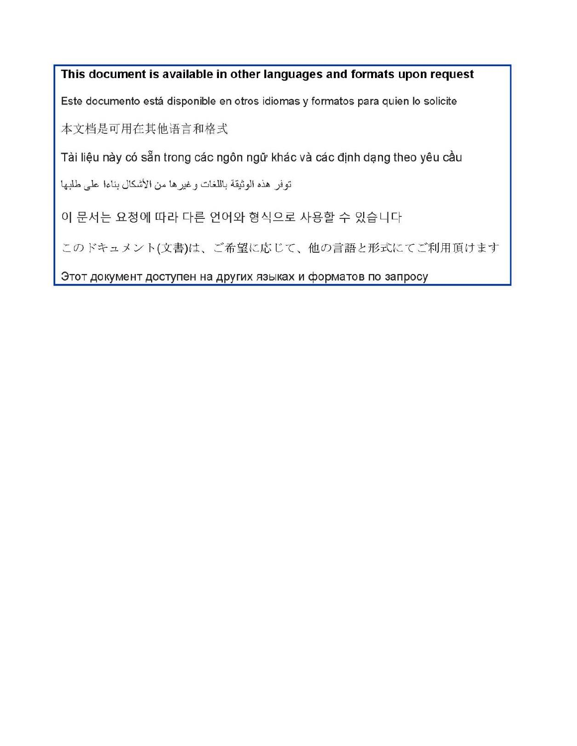**This document is available in other languages and formats upon request**

Este documento está disponible en otros idiomas y formatos para quien lo solicite

本文档是可用在其他语言和格式

Tài liệu này có sẵn trong các ngôn ngữ khác và các định dạng theo yêu cầu

توفر هذه الوثيقة باللغات وغيرها من الأشكال بناءا على طلبها

이 문서는 요청에 따라 다른 언어와 형식으로 사용할 수 있습니다

このドキュメント(文書)は、ご希望に応じて、他の言語と形式にてご利用頂けます

Этот документ доступен на других языках и форматов по запросу